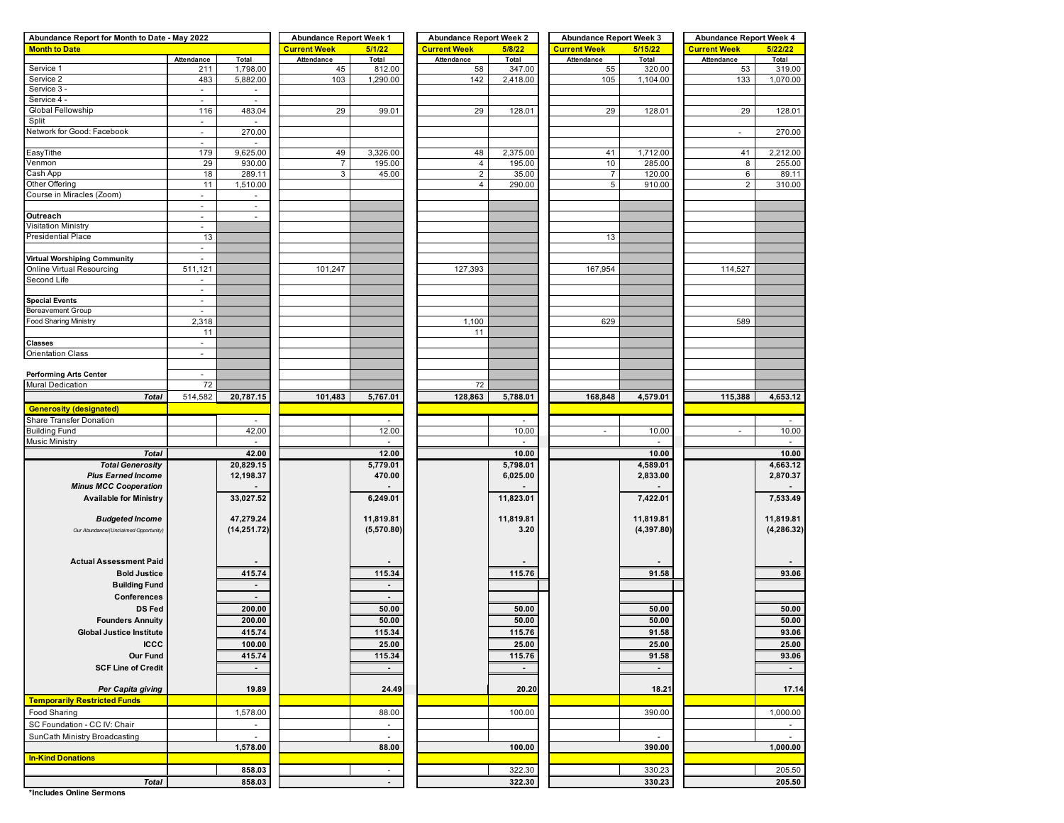| Abundance Report for Month to Date - May 2022 | | | Abundance Report Week 1 | | Abundance Report Week 2 | | Abundance Report Week 3 | | Abundance Report Week 4 | |
|---|---|---|---|---|---|---|---|---|---|---|
| **Month to Date** | | | Current Week | 5/1/22 | Current Week | 5/8/22 | Current Week | 5/15/22 | Current Week | 5/22/22 |
| | Attendance | Total | Attendance | Total | Attendance | Total | Attendance | Total | Attendance | Total |
| Service 1 | 211 | 1,798.00 | 45 | 812.00 | 58 | 347.00 | 55 | 320.00 | 53 | 319.00 |
| Service 2 | 483 | 5,882.00 | 103 | 1,290.00 | 142 | 2,418.00 | 105 | 1,104.00 | 133 | 1,070.00 |
| Service 3 - | - | - | | | | | | | | |
| Service 4 - | - | - | | | | | | | | |
| Global Fellowship | 116 | 483.04 | 29 | 99.01 | 29 | 128.01 | 29 | 128.01 | 29 | 128.01 |
| Split | - | - | | | | | | | | |
| Network for Good: Facebook | - | 270.00 | | | | | | | - | 270.00 |
| | - | - | | | | | | | | |
| EasyTithe | 179 | 9,625.00 | 49 | 3,326.00 | 48 | 2,375.00 | 41 | 1,712.00 | 41 | 2,212.00 |
| Venmon | 29 | 930.00 | 7 | 195.00 | 4 | 195.00 | 10 | 285.00 | 8 | 255.00 |
| Cash App | 18 | 289.11 | 3 | 45.00 | 2 | 35.00 | 7 | 120.00 | 6 | 89.11 |
| Other Offering | 11 | 1,510.00 | | | 4 | 290.00 | 5 | 910.00 | 2 | 310.00 |
| Course in Miracles (Zoom) | - | - | | | | | | | | |
| | - | - | | | | | | | | |
| **Outreach** | - | - | | | | | | | | |
| Visitation Ministry | - | | | | | | | | | |
| Presidential Place | 13 | | | | | | 13 | | | |
| | - | | | | | | | | | |
| **Virtual Worshiping Community** | - | | | | | | | | | |
| Online Virtual Resourcing | 511,121 | | 101,247 | | 127,393 | | 167,954 | | 114,527 | |
| Second Life | - | | | | | | | | | |
| | - | | | | | | | | | |
| **Special Events** | - | | | | | | | | | |
| Bereavement Group | - | | | | | | | | | |
| Food Sharing Ministry | 2,318 | | | | 1,100 | | 629 | | 589 | |
| | 11 | | | | 11 | | | | | |
| **Classes** | - | | | | | | | | | |
| Orientation Class | - | | | | | | | | | |
| | | | | | | | | | | |
| **Performing Arts Center** | - | | | | | | | | | |
| Mural Dedication | 72 | | | | 72 | | | | | |
| ***Total*** | 514,582 | **20,787.15** | **101,483** | **5,767.01** | **128,863** | **5,788.01** | **168,848** | **4,579.01** | **115,388** | **4,653.12** |
| **Generosity (designated)** | | | | | | | | | | |
| Share Transfer Donation | | - | | - | | - | | | | - |
| Building Fund | | 42.00 | | 12.00 | | 10.00 | - | 10.00 | - | 10.00 |
| Music Ministry | | - | | - | | - | | - | | - |
| ***Total*** | | **42.00** | | **12.00** | | **10.00** | | **10.00** | | **10.00** |
| ***Total Generosity*** | | **20,829.15** | | **5,779.01** | | **5,798.01** | | **4,589.01** | | **4,663.12** |
| ***Plus Earned Income*** | | **12,198.37** | | **470.00** | | **6,025.00** | | **2,833.00** | | **2,870.37** |
| ***Minus MCC Cooperation*** | | **-** | | **-** | | **-** | | **-** | | **-** |
| **Available for Ministry** | | **33,027.52** | | **6,249.01** | | **11,823.01** | | **7,422.01** | | **7,533.49** |
| ***Budgeted Income*** | | **47,279.24** | | **11,819.81** | | **11,819.81** | | **11,819.81** | | **11,819.81** |
| *Our Abundance/(Unclaimed Opportunity)* | | **(14,251.72)** | | **(5,570.80)** | | **3.20** | | **(4,397.80)** | | **(4,286.32)** |
| **Actual Assessment Paid** | | **-** | | **-** | | **-** | | **-** | | **-** |
| **Bold Justice** | | **415.74** | | **115.34** | | **115.76** | | **91.58** | | **93.06** |
| **Building Fund** | | **-** | | **-** | | | | | | |
| **Conferences** | | **-** | | **-** | | | | | | |
| **DS Fed** | | **200.00** | | **50.00** | | **50.00** | | **50.00** | | **50.00** |
| **Founders Annuity** | | **200.00** | | **50.00** | | **50.00** | | **50.00** | | **50.00** |
| **Global Justice Institute** | | **415.74** | | **115.34** | | **115.76** | | **91.58** | | **93.06** |
| **ICCC** | | **100.00** | | **25.00** | | **25.00** | | **25.00** | | **25.00** |
| **Our Fund** | | **415.74** | | **115.34** | | **115.76** | | **91.58** | | **93.06** |
| **SCF Line of Credit** | | **-** | | **-** | | **-** | | **-** | | **-** |
| ***Per Capita giving*** | | **19.89** | | **24.49** | | **20.20** | | **18.21** | | **17.14** |
| **Temporarily Restricted Funds** | | | | | | | | | | |
| Food Sharing | | 1,578.00 | | 88.00 | | 100.00 | | 390.00 | | 1,000.00 |
| SC Foundation - CC IV: Chair | | - | | - | | | | | | - |
| SunCath Ministry Broadcasting | | - | | - | | | | - | | - |
| | | **1,578.00** | | **88.00** | | **100.00** | | **390.00** | | **1,000.00** |
| **In-Kind Donations** | | | | | | | | | | |
| | | **858.03** | | - | | 322.30 | | 330.23 | | 205.50 |
| ***Total*** | | **858.03** | | **-** | | **322.30** | | **330.23** | | **205.50** |

**\*Includes Online Sermons**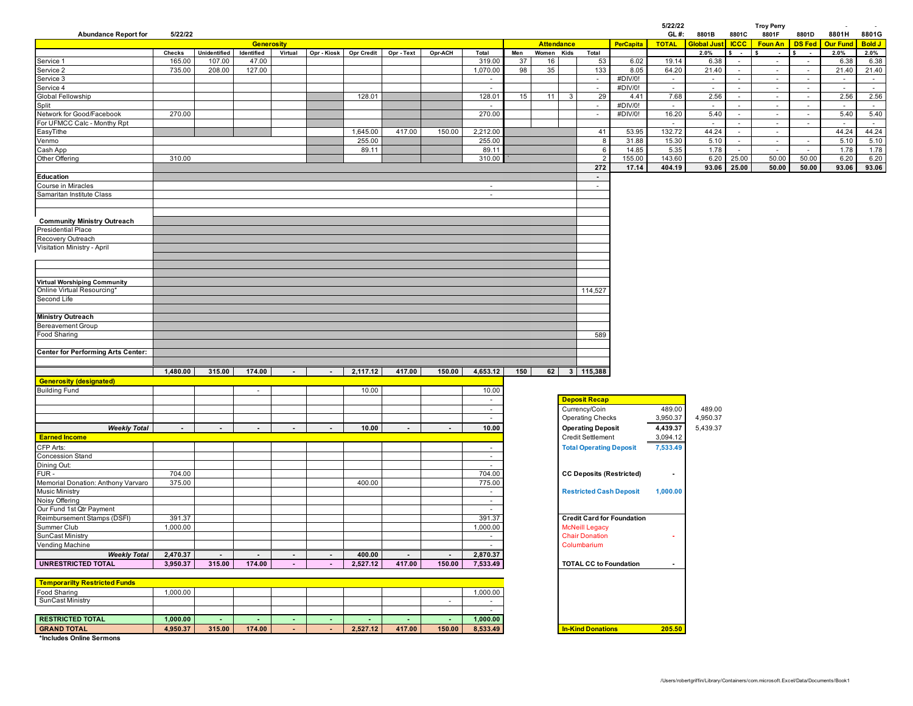**Abundance Report for** 5/22/22

| | Checks | Unidentified | Identified | Virtual | Opr - Kiosk | Opr Credit | Opr - Text | Opr-ACH | Total | Men | Women | Kids | Total | PerCapita | TOTAL | Global Just | ICCC | Foun An | DS Fed | Our Fund | Bold J |
|---|---|---|---|---|---|---|---|---|---|---|---|---|---|---|---|---|---|---|---|---|---|
| | Generosity | | | | | | | | | Attendance | | | | | 5/22/22 GL #: | 8801B | 8801C | Troy Perry 8801F | 8801D | 8801H | 8801G |
| | | | | | | | | | | | | | | | | 2.0% | $ - | $ - | $ - | 2.0% | 2.0% |
| Service 1 | 165.00 | 107.00 | 47.00 | | | | | | 319.00 | 37 | 16 | | 53 | 6.02 | 19.14 | 6.38 | - | - | - | 6.38 | 6.38 |
| Service 2 | 735.00 | 208.00 | 127.00 | | | | | | 1,070.00 | 98 | 35 | | 133 | 8.05 | 64.20 | 21.40 | - | - | - | 21.40 | 21.40 |
| Service 3 | | | | | | | | | - | | | | - | #DIV/0! | - | - | - | - | - | - | - |
| Service 4 | | | | | | | | | - | | | | - | #DIV/0! | - | - | - | - | - | - | - |
| Global Fellowship | | | | | | 128.01 | | | 128.01 | 15 | 11 | 3 | 29 | 4.41 | 7.68 | 2.56 | - | - | - | 2.56 | 2.56 |
| Split | | | | | | | | | - | | | | - | #DIV/0! | - | - | - | - | - | - | - |
| Network for Good/Facebook | 270.00 | | | | | | | | 270.00 | | | | - | #DIV/0! | 16.20 | 5.40 | - | - | - | 5.40 | 5.40 |
| For UFMCC Calc - Monthy Rpt | | | | | | | | | | | | | | | - | - | - | - | - | - | - |
| EasyTithe | | | | | | 1,645.00 | 417.00 | 150.00 | 2,212.00 | | | | 41 | 53.95 | 132.72 | 44.24 | - | - | | 44.24 | 44.24 |
| Venmo | | | | | | 255.00 | | | 255.00 | | | | 8 | 31.88 | 15.30 | 5.10 | - | - | - | 5.10 | 5.10 |
| Cash App | | | | | | 89.11 | | | 89.11 | | | | 6 | 14.85 | 5.35 | 1.78 | - | - | - | 1.78 | 1.78 |
| Other Offering | 310.00 | | | | | | | | 310.00 | | | | 2 | 155.00 | 143.60 | 6.20 | 25.00 | 50.00 | 50.00 | 6.20 | 6.20 |
| | | | | | | | | | | | | | 272 | 17.14 | 404.19 | 93.06 | 25.00 | 50.00 | 50.00 | 93.06 | 93.06 |
| **Education** | | | | | | | | | | | | | - | | | | | | | | |
| Course in Miracles | | | | | | | | | - | | | | - | | | | | | | | |
| Samaritan Institute Class | | | | | | | | | - | | | | | | | | | | | | |
| **Community Ministry Outreach** | | | | | | | | | | | | | | | | | | | | | |
| Presidential Place | | | | | | | | | | | | | | | | | | | | | |
| Recovery Outreach | | | | | | | | | | | | | | | | | | | | | |
| Visitation Ministry - April | | | | | | | | | | | | | | | | | | | | | |
| **Virtual Worshiping Community** | | | | | | | | | | | | | | | | | | | | | |
| Online Virtual Resourcing* | | | | | | | | | | | | | 114,527 | | | | | | | | |
| Second Life | | | | | | | | | | | | | | | | | | | | | |
| **Ministry Outreach** | | | | | | | | | | | | | | | | | | | | | |
| Bereavement Group | | | | | | | | | | | | | | | | | | | | | |
| Food Sharing | | | | | | | | | | | | | 589 | | | | | | | | |
| **Center for Performing Arts Center:** | | | | | | | | | | | | | | | | | | | | | |
| | 1,480.00 | 315.00 | 174.00 | - | - | 2,117.12 | 417.00 | 150.00 | 4,653.12 | 150 | 62 | 3 | 115,388 | | | | | | | | |

| | Checks | Unidentified | Identified | Virtual | Opr - Kiosk | Opr Credit | Opr - Text | Opr-ACH | Total |
|---|---|---|---|---|---|---|---|---|---|
| **Generosity (designated)** | | | | | | | | | |
| Building Fund | | | - | | | 10.00 | | | 10.00 |
| | | | | | | | | | - |
| | | | | | | | | | - |
| | | | | | | | | | - |
| ***Weekly Total*** | - | - | - | - | - | 10.00 | - | - | 10.00 |
| **Earned Income** | | | | | | | | | |
| CFP Arts: | | | | | | | | | - |
| Concession Stand | | | | | | | | | - |
| Dining Out: | | | | | | | | | - |
| FUR - | 704.00 | | | | | | | | 704.00 |
| Memorial Donation: Anthony Varvaro | 375.00 | | | | | 400.00 | | | 775.00 |
| Music Ministry | | | | | | | | | - |
| Noisy Offering | | | | | | | | | - |
| Our Fund 1st Qtr Payment | | | | | | | | | - |
| Reimbursement Stamps (DSFI) | 391.37 | | | | | | | | 391.37 |
| Summer Club | 1,000.00 | | | | | | | | 1,000.00 |
| SunCast Ministry | | | | | | | | | - |
| Vending Machine | | | | | | | | | - |
| ***Weekly Total*** | 2,470.37 | - | - | - | - | 400.00 | - | - | 2,870.37 |
| **UNRESTRICTED TOTAL** | 3,950.37 | 315.00 | 174.00 | - | - | 2,527.12 | 417.00 | 150.00 | 7,533.49 |
| **Temporarilty Restricted Funds** | | | | | | | | | |
| Food Sharing | 1,000.00 | | | | | | | | 1,000.00 |
| SunCast Ministry | | | | | | | | - | - |
| | | | | | | | | | - |
| **RESTRICTED TOTAL** | 1,000.00 | - | - | - | - | - | - | - | 1,000.00 |
| **GRAND TOTAL** | 4,950.37 | 315.00 | 174.00 | - | - | 2,527.12 | 417.00 | 150.00 | 8,533.49 |

*Includes Online Sermons

| **Deposit Recap** | | |
|---|---|---|
| Currency/Coin | 489.00 | 489.00 |
| Operating Checks | 3,950.37 | 4,950.37 |
| **Operating Deposit** | **4,439.37** | 5,439.37 |
| Credit Settlement | 3,094.12 | |
| **Total Operating Deposit** | **7,533.49** | |
| **CC Deposits (Restricted)** | - | |
| **Restricted Cash Deposit** | **1,000.00** | |
| **Credit Card for Foundation** | | |
| McNeill Legacy | | |
| Chair Donation | - | |
| Columbarium | | |
| **TOTAL CC to Foundation** | - | |
| **In-Kind Donations** | **205.50** | |

/Users/robertgriffin/Library/Containers/com.microsoft.Excel/Data/Documents/Book1